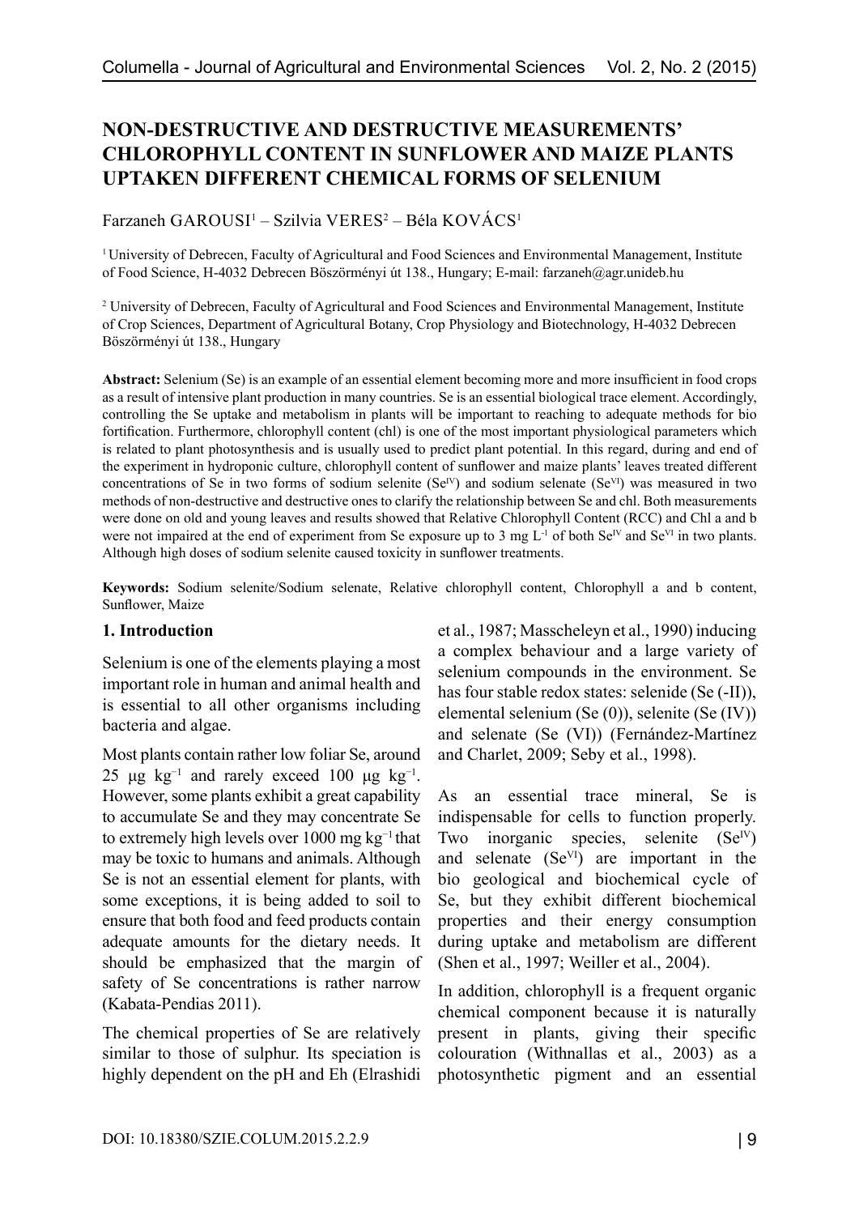# NON-DESTRUCTIVE AND DESTRUCTIVE MEASUREMENTS' CHLOROPHYLL CONTENT IN SUNFLOWER AND MAIZE PLANTS UPTAKEN DIFFERENT CHEMICAL FORMS OF SELENIUM

Farzaneh GAROUSI[1] – Szilvia VERES[2] – Béla KOVÁCS[1]

[1] University of Debrecen, Faculty of Agricultural and Food Sciences and Environmental Management, Institute of Food Science, H-4032 Debrecen Böszörményi út 138., Hungary; E-mail: farzaneh@agr.unideb.hu

[2] University of Debrecen, Faculty of Agricultural and Food Sciences and Environmental Management, Institute of Crop Sciences, Department of Agricultural Botany, Crop Physiology and Biotechnology, H-4032 Debrecen Böszörményi út 138., Hungary

**Abstract:** Selenium (Se) is an example of an essential element becoming more and more insufficient in food crops as a result of intensive plant production in many countries. Se is an essential biological trace element. Accordingly, controlling the Se uptake and metabolism in plants will be important to reaching to adequate methods for bio fortification. Furthermore, chlorophyll content (chl) is one of the most important physiological parameters which is related to plant photosynthesis and is usually used to predict plant potential. In this regard, during and end of the experiment in hydroponic culture, chlorophyll content of sunflower and maize plants' leaves treated different concentrations of Se in two forms of sodium selenite ($Se^{IV}$) and sodium selenate ($Se^{VI}$) was measured in two methods of non-destructive and destructive ones to clarify the relationship between Se and chl. Both measurements were done on old and young leaves and results showed that Relative Chlorophyll Content (RCC) and Chl a and b were not impaired at the end of experiment from Se exposure up to 3 mg $L^{-1}$ of both $Se^{IV}$ and $Se^{VI}$ in two plants. Although high doses of sodium selenite caused toxicity in sunflower treatments.

**Keywords:** Sodium selenite/Sodium selenate, Relative chlorophyll content, Chlorophyll a and b content, Sunflower, Maize

## 1. Introduction

Selenium is one of the elements playing a most important role in human and animal health and is essential to all other organisms including bacteria and algae.

Most plants contain rather low foliar Se, around 25 µg $kg^{-1}$ and rarely exceed 100 µg $kg^{-1}$. However, some plants exhibit a great capability to accumulate Se and they may concentrate Se to extremely high levels over 1000 mg $kg^{-1}$ that may be toxic to humans and animals. Although Se is not an essential element for plants, with some exceptions, it is being added to soil to ensure that both food and feed products contain adequate amounts for the dietary needs. It should be emphasized that the margin of safety of Se concentrations is rather narrow (Kabata-Pendias 2011).

The chemical properties of Se are relatively similar to those of sulphur. Its speciation is highly dependent on the pH and Eh (Elrashidi et al., 1987; Masscheleyn et al., 1990) inducing a complex behaviour and a large variety of selenium compounds in the environment. Se has four stable redox states: selenide (Se (-II)), elemental selenium (Se (0)), selenite (Se (IV)) and selenate (Se (VI)) (Fernández-Martínez and Charlet, 2009; Seby et al., 1998).

As an essential trace mineral, Se is indispensable for cells to function properly. Two inorganic species, selenite ($Se^{IV}$) and selenate ($Se^{VI}$) are important in the bio geological and biochemical cycle of Se, but they exhibit different biochemical properties and their energy consumption during uptake and metabolism are different (Shen et al., 1997; Weiller et al., 2004).

In addition, chlorophyll is a frequent organic chemical component because it is naturally present in plants, giving their specific colouration (Withnallas et al., 2003) as a photosynthetic pigment and an essential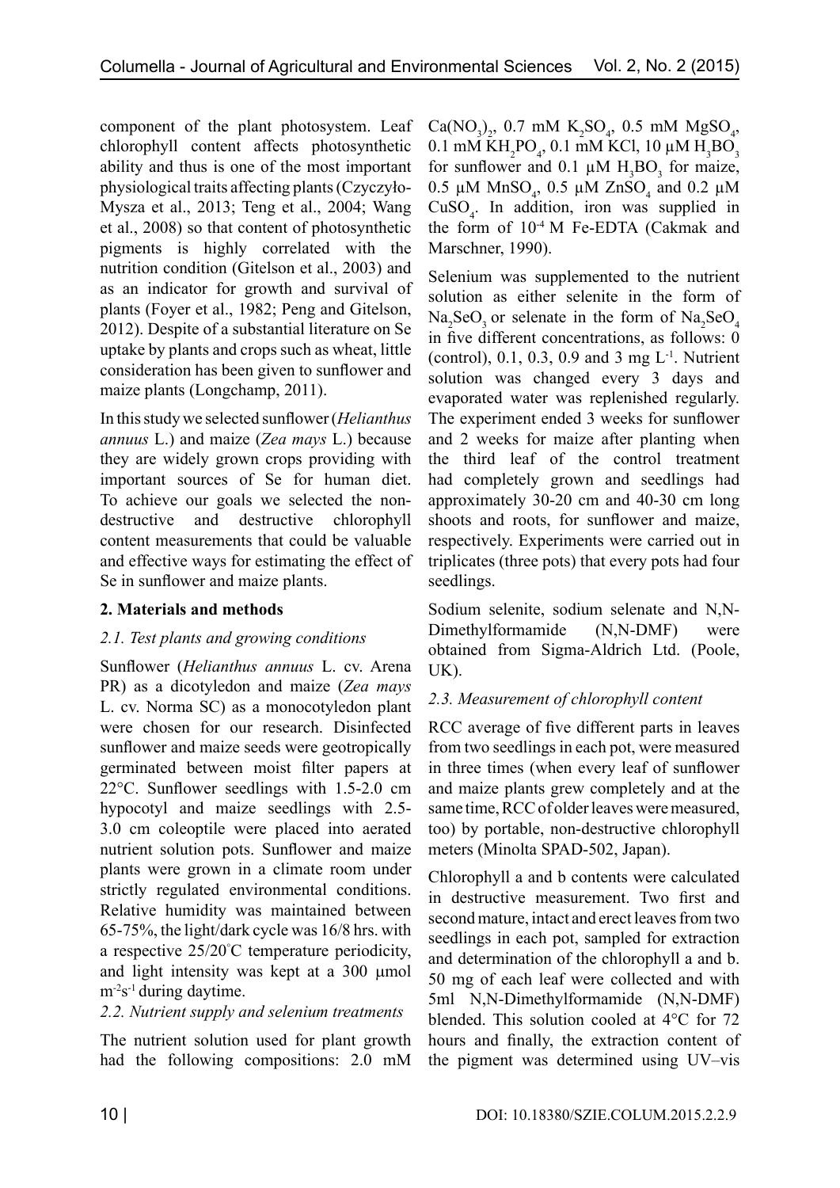component of the plant photosystem. Leaf chlorophyll content affects photosynthetic ability and thus is one of the most important physiological traits affecting plants (Czyczyło-Mysza et al., 2013; Teng et al., 2004; Wang et al., 2008) so that content of photosynthetic pigments is highly correlated with the nutrition condition (Gitelson et al., 2003) and as an indicator for growth and survival of plants (Foyer et al., 1982; Peng and Gitelson, 2012). Despite of a substantial literature on Se uptake by plants and crops such as wheat, little consideration has been given to sunflower and maize plants (Longchamp, 2011).

In this study we selected sunflower (*Helianthus annuus* L.) and maize (*Zea mays* L.) because they are widely grown crops providing with important sources of Se for human diet. To achieve our goals we selected the non-destructive and destructive chlorophyll content measurements that could be valuable and effective ways for estimating the effect of Se in sunflower and maize plants.

## 2. Materials and methods

### *2.1. Test plants and growing conditions*

Sunflower (*Helianthus annuus* L. cv. Arena PR) as a dicotyledon and maize (*Zea mays* L. cv. Norma SC) as a monocotyledon plant were chosen for our research. Disinfected sunflower and maize seeds were geotropically germinated between moist filter papers at 22°C. Sunflower seedlings with 1.5-2.0 cm hypocotyl and maize seedlings with 2.5-3.0 cm coleoptile were placed into aerated nutrient solution pots. Sunflower and maize plants were grown in a climate room under strictly regulated environmental conditions. Relative humidity was maintained between 65-75%, the light/dark cycle was 16/8 hrs. with a respective 25/20°C temperature periodicity, and light intensity was kept at a 300 μmol $m^{-2}s^{-1}$ during daytime.

### *2.2. Nutrient supply and selenium treatments*

The nutrient solution used for plant growth had the following compositions: 2.0 mM $Ca(NO_3)_2$, 0.7 mM $K_2SO_4$, 0.5 mM $MgSO_4$, 0.1 mM $KH_2PO_4$, 0.1 mM KCl, 10 μM $H_3BO_3$ for sunflower and 0.1 μM $H_3BO_3$ for maize, 0.5 μM $MnSO_4$, 0.5 μM $ZnSO_4$ and 0.2 μM $CuSO_4$. In addition, iron was supplied in the form of $10^{-4}$ M Fe-EDTA (Cakmak and Marschner, 1990).

Selenium was supplemented to the nutrient solution as either selenite in the form of $Na_2SeO_3$ or selenate in the form of $Na_2SeO_4$ in five different concentrations, as follows: 0 (control), 0.1, 0.3, 0.9 and 3 mg $L^{-1}$. Nutrient solution was changed every 3 days and evaporated water was replenished regularly. The experiment ended 3 weeks for sunflower and 2 weeks for maize after planting when the third leaf of the control treatment had completely grown and seedlings had approximately 30-20 cm and 40-30 cm long shoots and roots, for sunflower and maize, respectively. Experiments were carried out in triplicates (three pots) that every pots had four seedlings.

Sodium selenite, sodium selenate and N,N-Dimethylformamide (N,N-DMF) were obtained from Sigma-Aldrich Ltd. (Poole, UK).

### *2.3. Measurement of chlorophyll content*

RCC average of five different parts in leaves from two seedlings in each pot, were measured in three times (when every leaf of sunflower and maize plants grew completely and at the same time, RCC of older leaves were measured, too) by portable, non-destructive chlorophyll meters (Minolta SPAD-502, Japan).

Chlorophyll a and b contents were calculated in destructive measurement. Two first and second mature, intact and erect leaves from two seedlings in each pot, sampled for extraction and determination of the chlorophyll a and b. 50 mg of each leaf were collected and with 5ml N,N-Dimethylformamide (N,N-DMF) blended. This solution cooled at 4°C for 72 hours and finally, the extraction content of the pigment was determined using UV–vis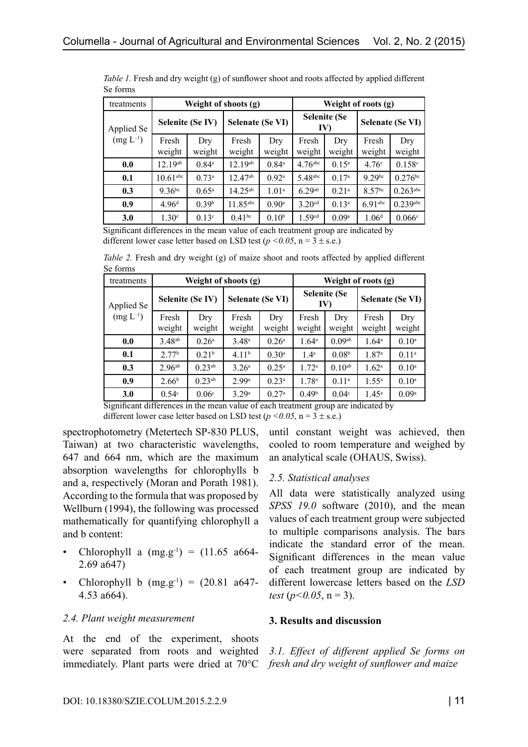*Table 1.* Fresh and dry weight (g) of sunflower shoot and roots affected by applied different Se forms

| treatments | Weight of shoots (g) | | | | Weight of roots (g) | | | |
|---|---|---|---|---|---|---|---|---|
| Applied Se ($mg\ L^{-1}$) | Selenite (Se IV) | | Selenate (Se VI) | | Selenite (Se IV) | | Selenate (Se VI) | |
| | Fresh weight | Dry weight | Fresh weight | Dry weight | Fresh weight | Dry weight | Fresh weight | Dry weight |
| **0.0** | $12.19^{ab}$ | $0.84^{a}$ | $12.19^{ab}$ | $0.84^{a}$ | $4.76^{abc}$ | $0.15^{a}$ | $4.76^{c}$ | $0.158^{c}$ |
| **0.1** | $10.61^{abc}$ | $0.73^{a}$ | $12.47^{ab}$ | $0.92^{a}$ | $5.48^{abc}$ | $0.17^{a}$ | $9.29^{bc}$ | $0.276^{bc}$ |
| **0.3** | $9.36^{bc}$ | $0.65^{a}$ | $14.25^{ab}$ | $1.01^{a}$ | $6.29^{ab}$ | $0.21^{a}$ | $8.57^{bc}$ | $0.263^{abc}$ |
| **0.9** | $4.96^{d}$ | $0.39^{b}$ | $11.85^{abc}$ | $0.90^{a}$ | $3.20^{cd}$ | $0.13^{a}$ | $6.91^{abc}$ | $0.239^{abc}$ |
| **3.0** | $1.30^{e}$ | $0.13^{c}$ | $0.41^{bc}$ | $0.10^{b}$ | $1.59^{cd}$ | $0.09^{a}$ | $1.06^{d}$ | $0.066^{c}$ |

Significant differences in the mean value of each treatment group are indicated by different lower case letter based on LSD test ($p < 0.05$, n = 3 ± s.e.)

*Table 2.* Fresh and dry weight (g) of maize shoot and roots affected by applied different Se forms

| treatments | Weight of shoots (g) | | | | Weight of roots (g) | | | |
|---|---|---|---|---|---|---|---|---|
| Applied Se ($mg\ L^{-1}$) | Selenite (Se IV) | | Selenate (Se VI) | | Selenite (Se IV) | | Selenate (Se VI) | |
| | Fresh weight | Dry weight | Fresh weight | Dry weight | Fresh weight | Dry weight | Fresh weight | Dry weight |
| **0.0** | $3.48^{ab}$ | $0.26^{a}$ | $3.48^{a}$ | $0.26^{a}$ | $1.64^{a}$ | $0.09^{ab}$ | $1.64^{a}$ | $0.10^{a}$ |
| **0.1** | $2.77^{b}$ | $0.21^{b}$ | $4.11^{b}$ | $0.30^{a}$ | $1.4^{a}$ | $0.08^{b}$ | $1.87^{a}$ | $0.11^{a}$ |
| **0.3** | $2.96^{ab}$ | $0.23^{ab}$ | $3.26^{a}$ | $0.25^{a}$ | $1.72^{a}$ | $0.10^{ab}$ | $1.62^{a}$ | $0.10^{a}$ |
| **0.9** | $2.66^{b}$ | $0.23^{ab}$ | $2.99^{a}$ | $0.23^{a}$ | $1.78^{a}$ | $0.11^{a}$ | $1.55^{a}$ | $0.10^{a}$ |
| **3.0** | $0.54^{c}$ | $0.06^{c}$ | $3.29^{a}$ | $0.27^{a}$ | $0.49^{b}$ | $0.04^{c}$ | $1.45^{a}$ | $0.09^{a}$ |

Significant differences in the mean value of each treatment group are indicated by different lower case letter based on LSD test ($p < 0.05$, n = 3 ± s.e.)

spectrophotometry (Metertech SP-830 PLUS, Taiwan) at two characteristic wavelengths, 647 and 664 nm, which are the maximum absorption wavelengths for chlorophylls b and a, respectively (Moran and Porath 1981). According to the formula that was proposed by Wellburn (1994), the following was processed mathematically for quantifying chlorophyll a and b content:

- Chlorophyll a ($mg.g^{-1}$) = (11.65 a664-2.69 a647)
- Chlorophyll b ($mg.g^{-1}$) = (20.81 a647-4.53 a664).

### *2.4. Plant weight measurement*

At the end of the experiment, shoots were separated from roots and weighted immediately. Plant parts were dried at 70°C until constant weight was achieved, then cooled to room temperature and weighed by an analytical scale (OHAUS, Swiss).

### *2.5. Statistical analyses*

All data were statistically analyzed using *SPSS 19.0* software (2010), and the mean values of each treatment group were subjected to multiple comparisons analysis. The bars indicate the standard error of the mean. Significant differences in the mean value of each treatment group are indicated by different lowercase letters based on the *LSD test* ($p<0.05$, n = 3).

## 3. Results and discussion

### *3.1. Effect of different applied Se forms on fresh and dry weight of sunflower and maize*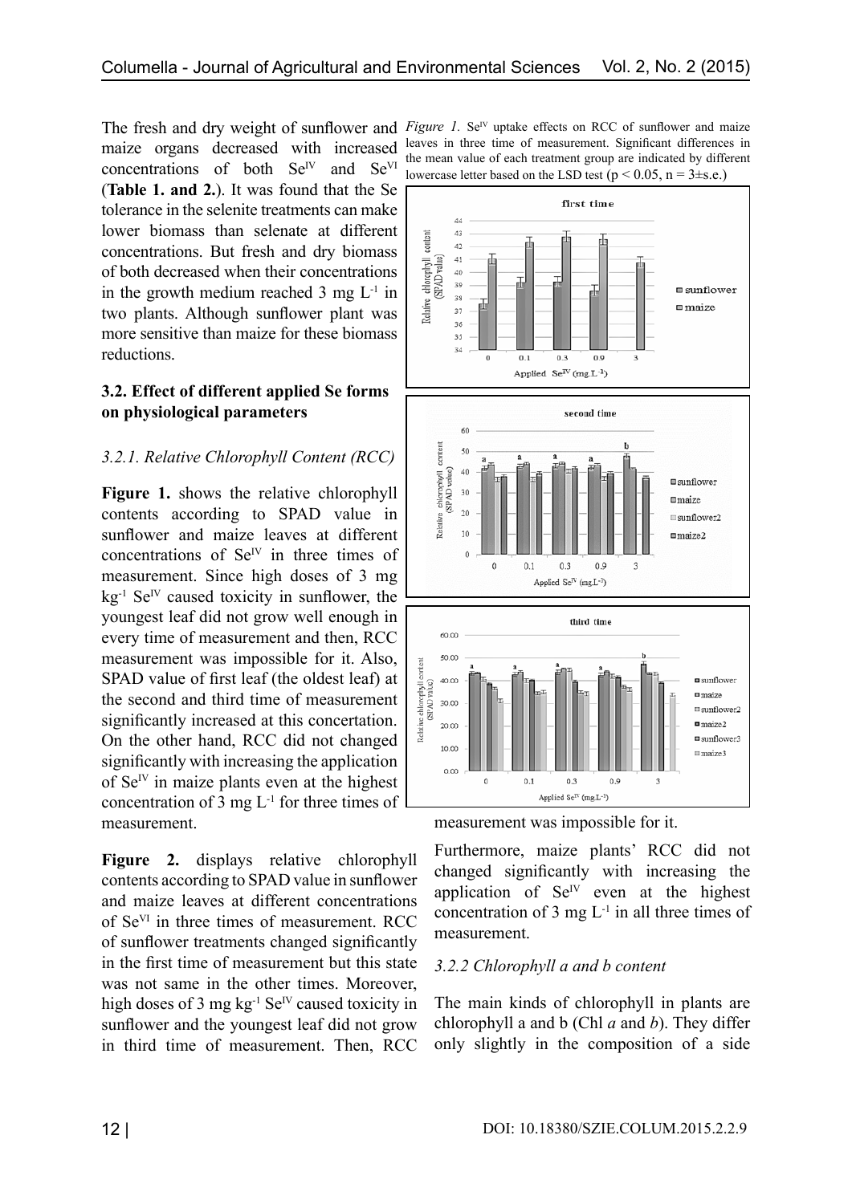The fresh and dry weight of sunflower and maize organs decreased with increased concentrations of both $Se^{IV}$ and $Se^{VI}$ (**Table 1. and 2.**). It was found that the Se tolerance in the selenite treatments can make lower biomass than selenate at different concentrations. But fresh and dry biomass of both decreased when their concentrations in the growth medium reached 3 mg $L^{-1}$ in two plants. Although sunflower plant was more sensitive than maize for these biomass reductions.

### 3.2. Effect of different applied Se forms on physiological parameters

#### *3.2.1. Relative Chlorophyll Content (RCC)*

**Figure 1.** shows the relative chlorophyll contents according to SPAD value in sunflower and maize leaves at different concentrations of $Se^{IV}$ in three times of measurement. Since high doses of 3 mg $kg^{-1}$ $Se^{IV}$ caused toxicity in sunflower, the youngest leaf did not grow well enough in every time of measurement and then, RCC measurement was impossible for it. Also, SPAD value of first leaf (the oldest leaf) at the second and third time of measurement significantly increased at this concertation. On the other hand, RCC did not changed significantly with increasing the application of $Se^{IV}$ in maize plants even at the highest concentration of 3 mg $L^{-1}$ for three times of measurement.

**Figure 2.** displays relative chlorophyll contents according to SPAD value in sunflower and maize leaves at different concentrations of $Se^{VI}$ in three times of measurement. RCC of sunflower treatments changed significantly in the first time of measurement but this state was not same in the other times. Moreover, high doses of 3 mg $kg^{-1}$ $Se^{IV}$ caused toxicity in sunflower and the youngest leaf did not grow in third time of measurement. Then, RCC measurement was impossible for it.

*Figure 1.* $Se^{IV}$ uptake effects on RCC of sunflower and maize leaves in three time of measurement. Significant differences in the mean value of each treatment group are indicated by different lowercase letter based on the LSD test ($p < 0.05$, $n = 3 \pm s.e.$)

Furthermore, maize plants' RCC did not changed significantly with increasing the application of $Se^{IV}$ even at the highest concentration of 3 mg $L^{-1}$ in all three times of measurement.

#### *3.2.2 Chlorophyll a and b content*

The main kinds of chlorophyll in plants are chlorophyll a and b (Chl *a* and *b*). They differ only slightly in the composition of a side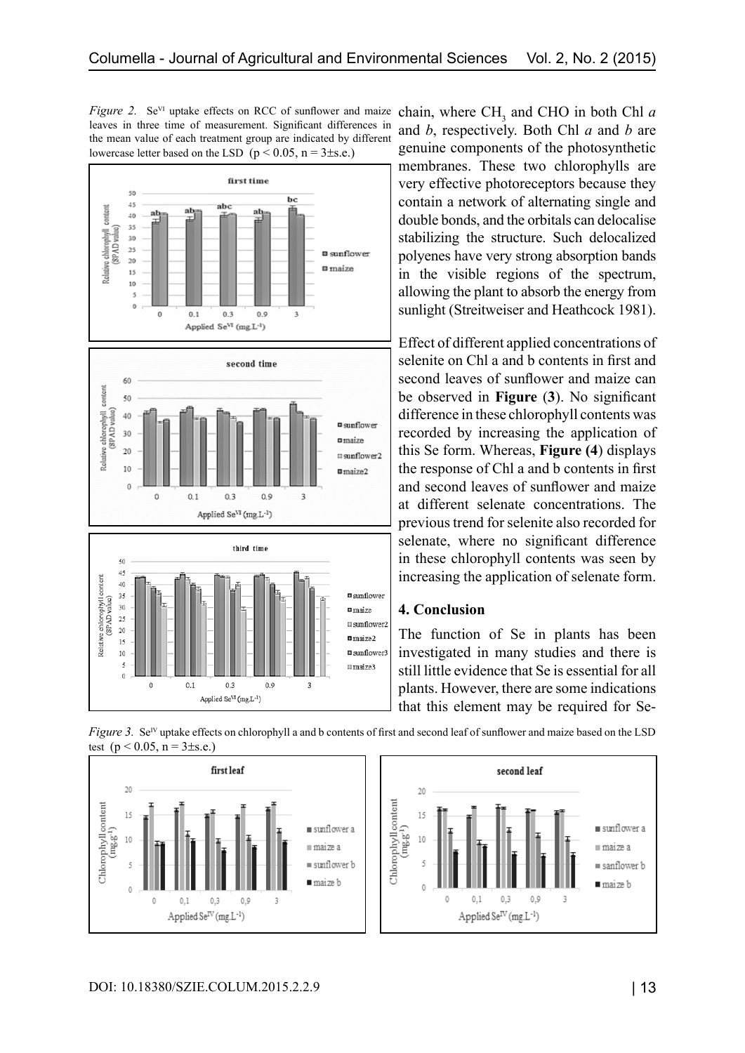*Figure 2.* $Se^{VI}$ uptake effects on RCC of sunflower and maize leaves in three time of measurement. Significant differences in the mean value of each treatment group are indicated by different lowercase letter based on the LSD ($p < 0.05$, n = 3±s.e.)

chain, where $CH_3$ and CHO in both Chl *a* and *b*, respectively. Both Chl *a* and *b* are genuine components of the photosynthetic membranes. These two chlorophylls are very effective photoreceptors because they contain a network of alternating single and double bonds, and the orbitals can delocalise stabilizing the structure. Such delocalized polyenes have very strong absorption bands in the visible regions of the spectrum, allowing the plant to absorb the energy from sunlight (Streitweiser and Heathcock 1981).

Effect of different applied concentrations of selenite on Chl a and b contents in first and second leaves of sunflower and maize can be observed in **Figure** (**3**). No significant difference in these chlorophyll contents was recorded by increasing the application of this Se form. Whereas, **Figure (4**) displays the response of Chl a and b contents in first and second leaves of sunflower and maize at different selenate concentrations. The previous trend for selenite also recorded for selenate, where no significant difference in these chlorophyll contents was seen by increasing the application of selenate form.

## 4. Conclusion

The function of Se in plants has been investigated in many studies and there is still little evidence that Se is essential for all plants. However, there are some indications that this element may be required for Se-

*Figure 3.* $Se^{IV}$ uptake effects on chlorophyll a and b contents of first and second leaf of sunflower and maize based on the LSD test ($p < 0.05$, n = 3±s.e.)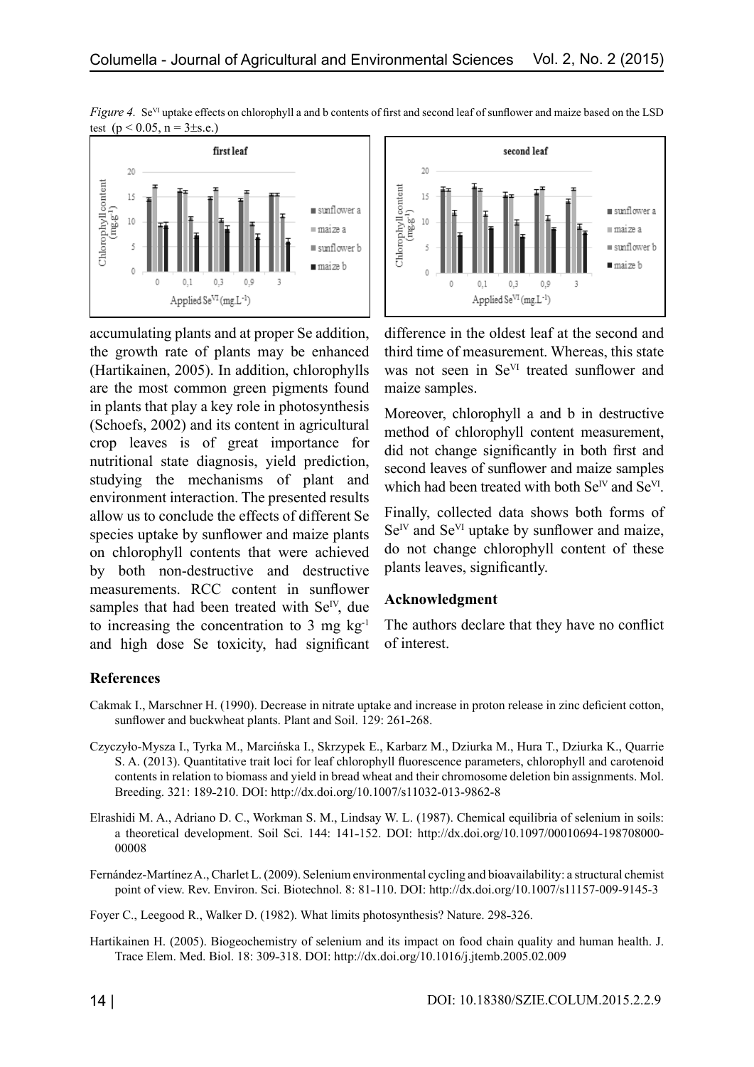*Figure 4.* $Se^{VI}$ uptake effects on chlorophyll a and b contents of first and second leaf of sunflower and maize based on the LSD test ($p < 0.05$, $n = 3 \pm s.e.$)

accumulating plants and at proper Se addition, the growth rate of plants may be enhanced (Hartikainen, 2005). In addition, chlorophylls are the most common green pigments found in plants that play a key role in photosynthesis (Schoefs, 2002) and its content in agricultural crop leaves is of great importance for nutritional state diagnosis, yield prediction, studying the mechanisms of plant and environment interaction. The presented results allow us to conclude the effects of different Se species uptake by sunflower and maize plants on chlorophyll contents that were achieved by both non-destructive and destructive measurements. RCC content in sunflower samples that had been treated with $Se^{IV}$, due to increasing the concentration to 3 mg $kg^{-1}$ and high dose Se toxicity, had significant difference in the oldest leaf at the second and third time of measurement. Whereas, this state was not seen in $Se^{VI}$ treated sunflower and maize samples.

Moreover, chlorophyll a and b in destructive method of chlorophyll content measurement, did not change significantly in both first and second leaves of sunflower and maize samples which had been treated with both $Se^{IV}$ and $Se^{VI}$.

Finally, collected data shows both forms of $Se^{IV}$ and $Se^{VI}$ uptake by sunflower and maize, do not change chlorophyll content of these plants leaves, significantly.

## Acknowledgment

The authors declare that they have no conflict of interest.

## References

Cakmak I., Marschner H. (1990). Decrease in nitrate uptake and increase in proton release in zinc deficient cotton, sunflower and buckwheat plants. Plant and Soil. 129: 261-268.

Czyczyło-Mysza I., Tyrka M., Marcińska I., Skrzypek E., Karbarz M., Dziurka M., Hura T., Dziurka K., Quarrie S. A. (2013). Quantitative trait loci for leaf chlorophyll fluorescence parameters, chlorophyll and carotenoid contents in relation to biomass and yield in bread wheat and their chromosome deletion bin assignments. Mol. Breeding. 321: 189-210. DOI: http://dx.doi.org/10.1007/s11032-013-9862-8

Elrashidi M. A., Adriano D. C., Workman S. M., Lindsay W. L. (1987). Chemical equilibria of selenium in soils: a theoretical development. Soil Sci. 144: 141-152. DOI: http://dx.doi.org/10.1097/00010694-198708000-00008

Fernández-Martínez A., Charlet L. (2009). Selenium environmental cycling and bioavailability: a structural chemist point of view. Rev. Environ. Sci. Biotechnol. 8: 81-110. DOI: http://dx.doi.org/10.1007/s11157-009-9145-3

Foyer C., Leegood R., Walker D. (1982). What limits photosynthesis? Nature. 298-326.

Hartikainen H. (2005). Biogeochemistry of selenium and its impact on food chain quality and human health. J. Trace Elem. Med. Biol. 18: 309-318. DOI: http://dx.doi.org/10.1016/j.jtemb.2005.02.009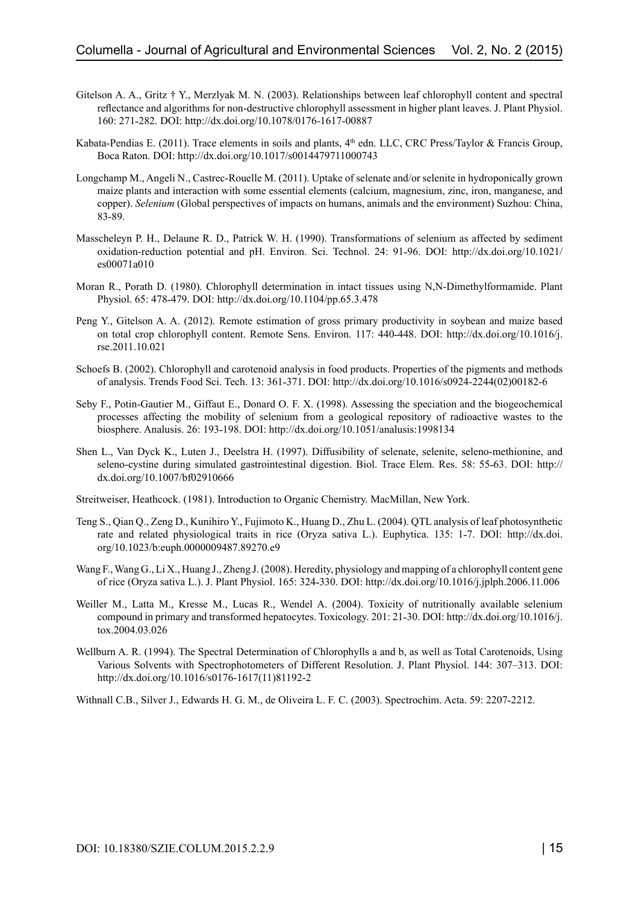Gitelson A. A., Gritz † Y., Merzlyak M. N. (2003). Relationships between leaf chlorophyll content and spectral reflectance and algorithms for non-destructive chlorophyll assessment in higher plant leaves. J. Plant Physiol. 160: 271-282. DOI: http://dx.doi.org/10.1078/0176-1617-00887

Kabata-Pendias E. (2011). Trace elements in soils and plants, 4th edn. LLC, CRC Press/Taylor & Francis Group, Boca Raton. DOI: http://dx.doi.org/10.1017/s0014479711000743

Longchamp M., Angeli N., Castrec-Rouelle M. (2011). Uptake of selenate and/or selenite in hydroponically grown maize plants and interaction with some essential elements (calcium, magnesium, zinc, iron, manganese, and copper). *Selenium* (Global perspectives of impacts on humans, animals and the environment) Suzhou: China, 83-89.

Masscheleyn P. H., Delaune R. D., Patrick W. H. (1990). Transformations of selenium as affected by sediment oxidation-reduction potential and pH. Environ. Sci. Technol. 24: 91-96. DOI: http://dx.doi.org/10.1021/es00071a010

Moran R., Porath D. (1980). Chlorophyll determination in intact tissues using N,N-Dimethylformamide. Plant Physiol. 65: 478-479. DOI: http://dx.doi.org/10.1104/pp.65.3.478

Peng Y., Gitelson A. A. (2012). Remote estimation of gross primary productivity in soybean and maize based on total crop chlorophyll content. Remote Sens. Environ. 117: 440-448. DOI: http://dx.doi.org/10.1016/j.rse.2011.10.021

Schoefs B. (2002). Chlorophyll and carotenoid analysis in food products. Properties of the pigments and methods of analysis. Trends Food Sci. Tech. 13: 361-371. DOI: http://dx.doi.org/10.1016/s0924-2244(02)00182-6

Seby F., Potin-Gautier M., Giffaut E., Donard O. F. X. (1998). Assessing the speciation and the biogeochemical processes affecting the mobility of selenium from a geological repository of radioactive wastes to the biosphere. Analusis. 26: 193-198. DOI: http://dx.doi.org/10.1051/analusis:1998134

Shen L., Van Dyck K., Luten J., Deelstra H. (1997). Diffusibility of selenate, selenite, seleno-methionine, and seleno-cystine during simulated gastrointestinal digestion. Biol. Trace Elem. Res. 58: 55-63. DOI: http://dx.doi.org/10.1007/bf02910666

Streitweiser, Heathcock. (1981). Introduction to Organic Chemistry. MacMillan, New York.

Teng S., Qian Q., Zeng D., Kunihiro Y., Fujimoto K., Huang D., Zhu L. (2004). QTL analysis of leaf photosynthetic rate and related physiological traits in rice (Oryza sativa L.). Euphytica. 135: 1-7. DOI: http://dx.doi.org/10.1023/b:euph.0000009487.89270.e9

Wang F., Wang G., Li X., Huang J., Zheng J. (2008). Heredity, physiology and mapping of a chlorophyll content gene of rice (Oryza sativa L.). J. Plant Physiol. 165: 324-330. DOI: http://dx.doi.org/10.1016/j.jplph.2006.11.006

Weiller M., Latta M., Kresse M., Lucas R., Wendel A. (2004). Toxicity of nutritionally available selenium compound in primary and transformed hepatocytes. Toxicology. 201: 21-30. DOI: http://dx.doi.org/10.1016/j.tox.2004.03.026

Wellburn A. R. (1994). The Spectral Determination of Chlorophylls a and b, as well as Total Carotenoids, Using Various Solvents with Spectrophotometers of Different Resolution. J. Plant Physiol. 144: 307–313. DOI: http://dx.doi.org/10.1016/s0176-1617(11)81192-2

Withnall C.B., Silver J., Edwards H. G. M., de Oliveira L. F. C. (2003). Spectrochim. Acta. 59: 2207-2212.